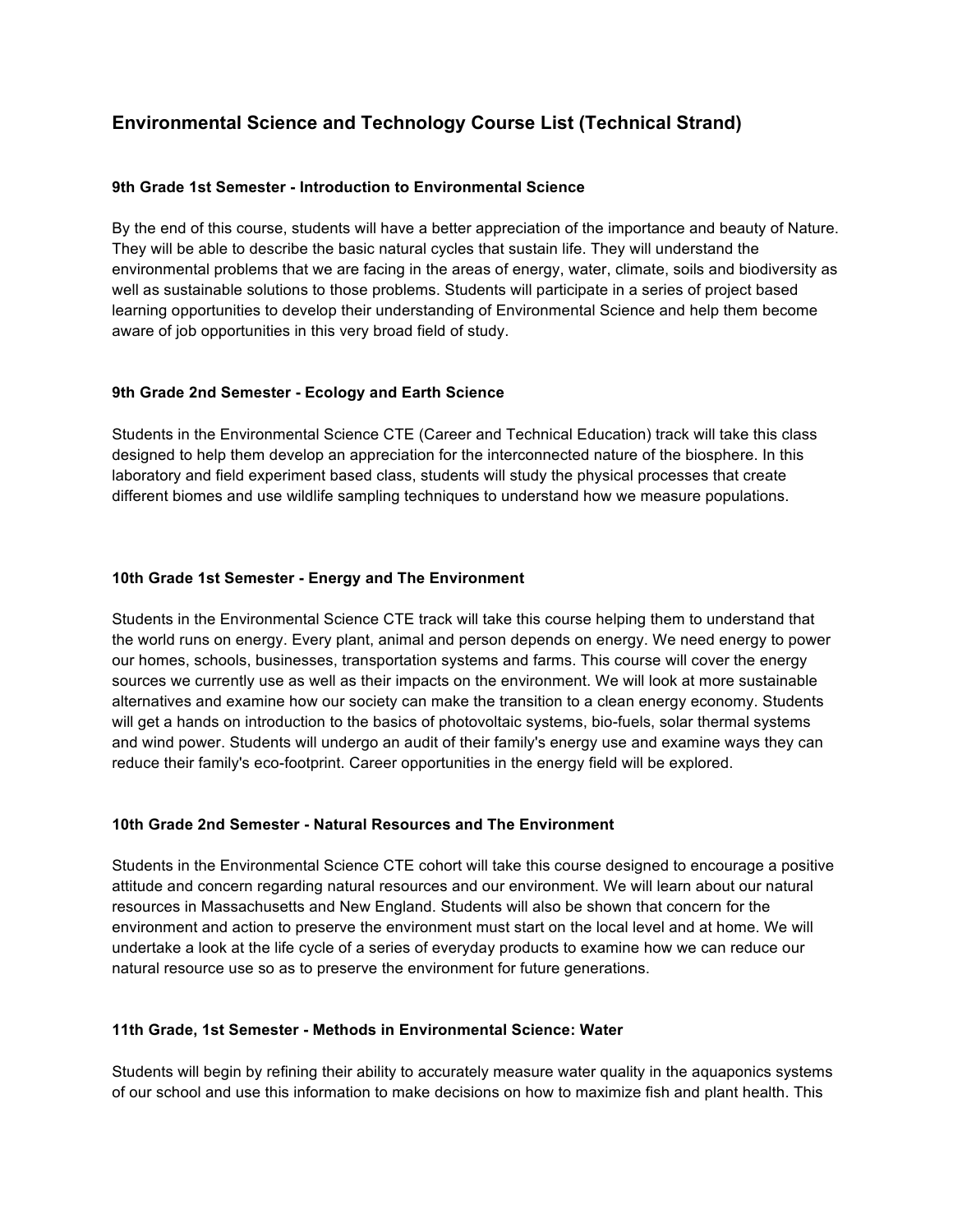# Environmental Science and Technology Course List (Technical Strand)

### 9th Grade 1st Semester - Introduction to Environmental Science

By the end of this course, students will have a better appreciation of the importance and beauty of Nature. They will be able to describe the basic natural cycles that sustain life. They will understand the environmental problems that we are facing in the areas of energy, water, climate, soils and biodiversity as well as sustainable solutions to those problems. Students will participate in a series of project based learning opportunities to develop their understanding of Environmental Science and help them become aware of job opportunities in this very broad field of study.

### 9th Grade 2nd Semester - Ecology and Earth Science

Students in the Environmental Science CTE (Career and Technical Education) track will take this class designed to help them develop an appreciation for the interconnected nature of the biosphere. In this laboratory and field experiment based class, students will study the physical processes that create different biomes and use wildlife sampling techniques to understand how we measure populations.

### 10th Grade 1st Semester - Energy and The Environment

Students in the Environmental Science CTE track will take this course helping them to understand that the world runs on energy. Every plant, animal and person depends on energy. We need energy to power our homes, schools, businesses, transportation systems and farms. This course will cover the energy sources we currently use as well as their impacts on the environment. We will look at more sustainable alternatives and examine how our society can make the transition to a clean energy economy. Students will get a hands on introduction to the basics of photovoltaic systems, bio-fuels, solar thermal systems and wind power. Students will undergo an audit of their family's energy use and examine ways they can reduce their family's eco-footprint. Career opportunities in the energy field will be explored.

### 10th Grade 2nd Semester - Natural Resources and The Environment

Students in the Environmental Science CTE cohort will take this course designed to encourage a positive attitude and concern regarding natural resources and our environment. We will learn about our natural resources in Massachusetts and New England. Students will also be shown that concern for the environment and action to preserve the environment must start on the local level and at home. We will undertake a look at the life cycle of a series of everyday products to examine how we can reduce our natural resource use so as to preserve the environment for future generations.

### 11th Grade, 1st Semester - Methods in Environmental Science: Water

Students will begin by refining their ability to accurately measure water quality in the aquaponics systems of our school and use this information to make decisions on how to maximize fish and plant health. This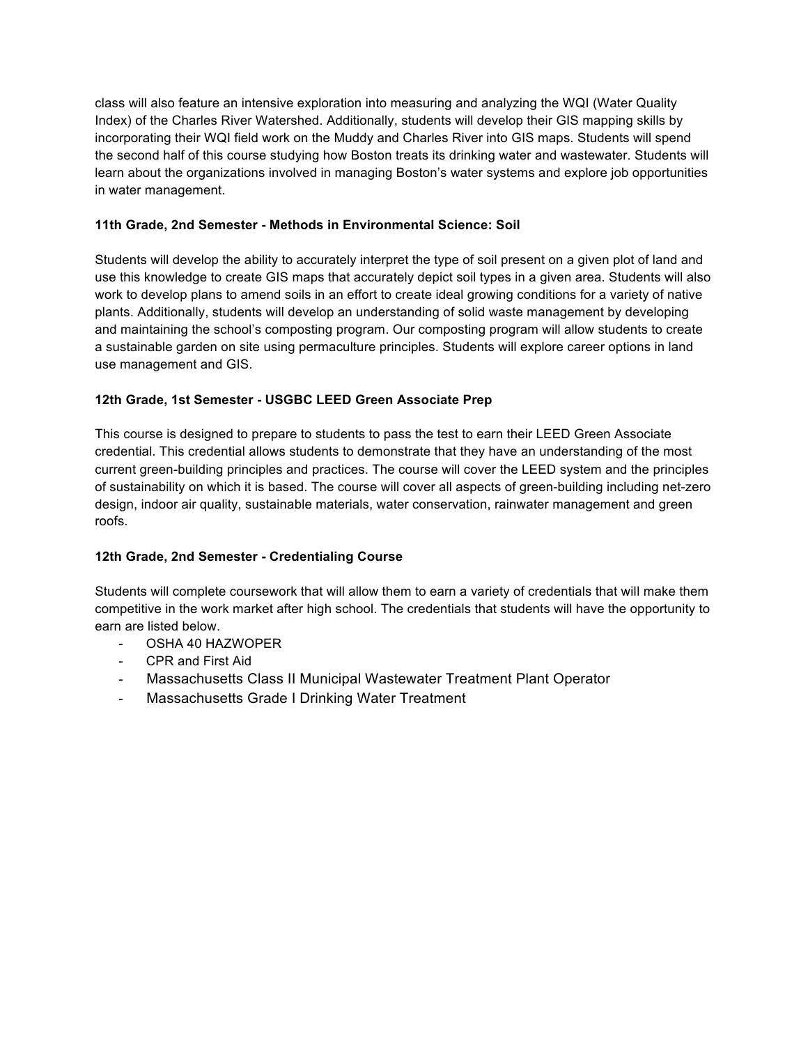class will also feature an intensive exploration into measuring and analyzing the WQI (Water Quality Index) of the Charles River Watershed. Additionally, students will develop their GIS mapping skills by incorporating their WQI field work on the Muddy and Charles River into GIS maps. Students will spend the second half of this course studying how Boston treats its drinking water and wastewater. Students will learn about the organizations involved in managing Boston's water systems and explore job opportunities in water management.

**11th Grade, 2nd Semester - Methods in Environmental Science: Soil**

Students will develop the ability to accurately interpret the type of soil present on a given plot of land and use this knowledge to create GIS maps that accurately depict soil types in a given area. Students will also work to develop plans to amend soils in an effort to create ideal growing conditions for a variety of native plants. Additionally, students will develop an understanding of solid waste management by developing and maintaining the school's composting program. Our composting program will allow students to create a sustainable garden on site using permaculture principles. Students will explore career options in land use management and GIS.

**12th Grade, 1st Semester - USGBC LEED Green Associate Prep**

This course is designed to prepare to students to pass the test to earn their LEED Green Associate credential. This credential allows students to demonstrate that they have an understanding of the most current green-building principles and practices. The course will cover the LEED system and the principles of sustainability on which it is based. The course will cover all aspects of green-building including net-zero design, indoor air quality, sustainable materials, water conservation, rainwater management and green roofs.

**12th Grade, 2nd Semester - Credentialing Course**

Students will complete coursework that will allow them to earn a variety of credentials that will make them competitive in the work market after high school. The credentials that students will have the opportunity to earn are listed below.

- OSHA 40 HAZWOPER
- CPR and First Aid
- Massachusetts Class II Municipal Wastewater Treatment Plant Operator
- Massachusetts Grade I Drinking Water Treatment